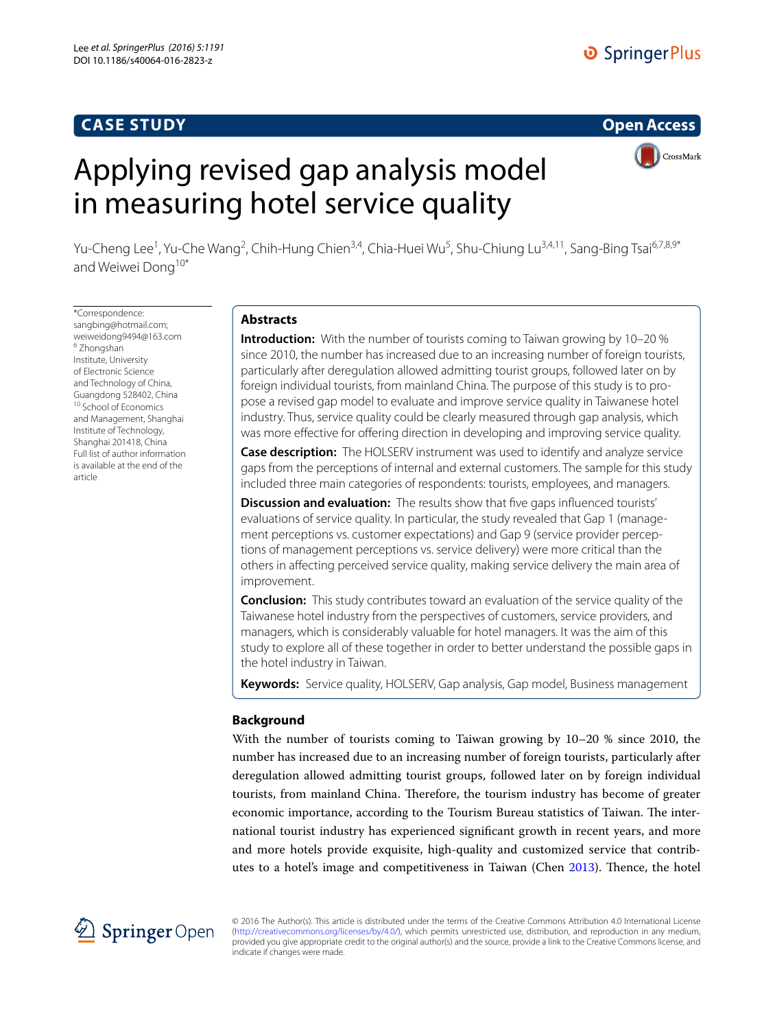CASE STUDY

Open Access

# Applying revised gap analysis model in measuring hotel service quality

Yu-Cheng Lee[1], Yu-Che Wang[2], Chih-Hung Chien[3,4], Chia-Huei Wu[5], Shu-Chiung Lu[3,4,11], Sang-Bing Tsai[6,7,8,9*] and Weiwei Dong[10*]

*Correspondence: sangbing@hotmail.com; weiweidong9494@163.com
[6] Zhongshan Institute, University of Electronic Science and Technology of China, Guangdong 528402, China
[10] School of Economics and Management, Shanghai Institute of Technology, Shanghai 201418, China
Full list of author information is available at the end of the article

## Abstracts

**Introduction:** With the number of tourists coming to Taiwan growing by 10–20 % since 2010, the number has increased due to an increasing number of foreign tourists, particularly after deregulation allowed admitting tourist groups, followed later on by foreign individual tourists, from mainland China. The purpose of this study is to propose a revised gap model to evaluate and improve service quality in Taiwanese hotel industry. Thus, service quality could be clearly measured through gap analysis, which was more effective for offering direction in developing and improving service quality.

**Case description:** The HOLSERV instrument was used to identify and analyze service gaps from the perceptions of internal and external customers. The sample for this study included three main categories of respondents: tourists, employees, and managers.

**Discussion and evaluation:** The results show that five gaps influenced tourists' evaluations of service quality. In particular, the study revealed that Gap 1 (management perceptions vs. customer expectations) and Gap 9 (service provider perceptions of management perceptions vs. service delivery) were more critical than the others in affecting perceived service quality, making service delivery the main area of improvement.

**Conclusion:** This study contributes toward an evaluation of the service quality of the Taiwanese hotel industry from the perspectives of customers, service providers, and managers, which is considerably valuable for hotel managers. It was the aim of this study to explore all of these together in order to better understand the possible gaps in the hotel industry in Taiwan.

**Keywords:** Service quality, HOLSERV, Gap analysis, Gap model, Business management

## Background

With the number of tourists coming to Taiwan growing by 10–20 % since 2010, the number has increased due to an increasing number of foreign tourists, particularly after deregulation allowed admitting tourist groups, followed later on by foreign individual tourists, from mainland China. Therefore, the tourism industry has become of greater economic importance, according to the Tourism Bureau statistics of Taiwan. The international tourist industry has experienced significant growth in recent years, and more and more hotels provide exquisite, high-quality and customized service that contributes to a hotel's image and competitiveness in Taiwan (Chen 2013). Thence, the hotel

© 2016 The Author(s). This article is distributed under the terms of the Creative Commons Attribution 4.0 International License (http://creativecommons.org/licenses/by/4.0/), which permits unrestricted use, distribution, and reproduction in any medium, provided you give appropriate credit to the original author(s) and the source, provide a link to the Creative Commons license, and indicate if changes were made.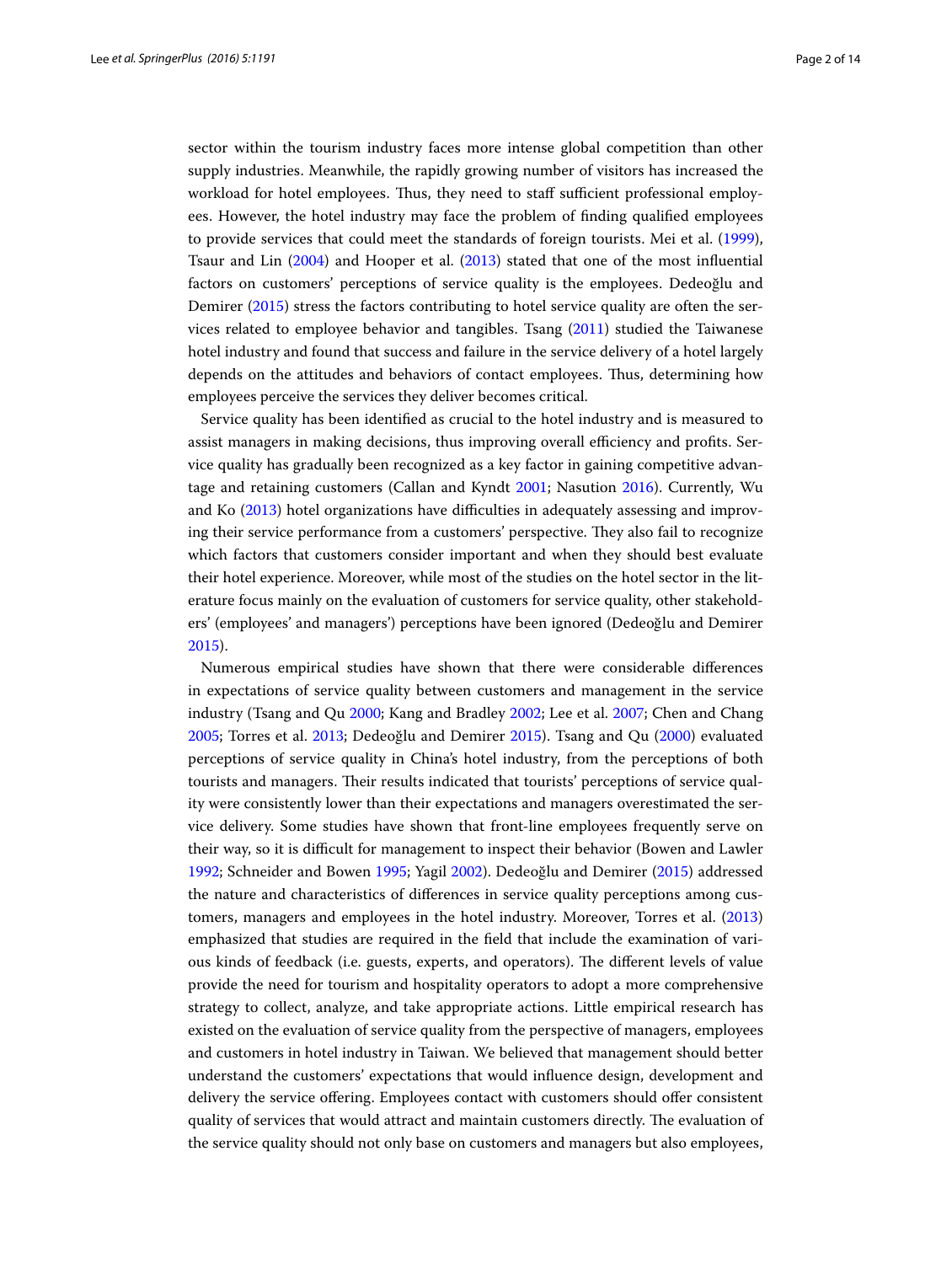sector within the tourism industry faces more intense global competition than other supply industries. Meanwhile, the rapidly growing number of visitors has increased the workload for hotel employees. Thus, they need to staff sufficient professional employees. However, the hotel industry may face the problem of finding qualified employees to provide services that could meet the standards of foreign tourists. Mei et al. (1999), Tsaur and Lin (2004) and Hooper et al. (2013) stated that one of the most influential factors on customers' perceptions of service quality is the employees. Dedeoğlu and Demirer (2015) stress the factors contributing to hotel service quality are often the services related to employee behavior and tangibles. Tsang (2011) studied the Taiwanese hotel industry and found that success and failure in the service delivery of a hotel largely depends on the attitudes and behaviors of contact employees. Thus, determining how employees perceive the services they deliver becomes critical.

Service quality has been identified as crucial to the hotel industry and is measured to assist managers in making decisions, thus improving overall efficiency and profits. Service quality has gradually been recognized as a key factor in gaining competitive advantage and retaining customers (Callan and Kyndt 2001; Nasution 2016). Currently, Wu and Ko (2013) hotel organizations have difficulties in adequately assessing and improving their service performance from a customers' perspective. They also fail to recognize which factors that customers consider important and when they should best evaluate their hotel experience. Moreover, while most of the studies on the hotel sector in the literature focus mainly on the evaluation of customers for service quality, other stakeholders' (employees' and managers') perceptions have been ignored (Dedeoğlu and Demirer 2015).

Numerous empirical studies have shown that there were considerable differences in expectations of service quality between customers and management in the service industry (Tsang and Qu 2000; Kang and Bradley 2002; Lee et al. 2007; Chen and Chang 2005; Torres et al. 2013; Dedeoğlu and Demirer 2015). Tsang and Qu (2000) evaluated perceptions of service quality in China's hotel industry, from the perceptions of both tourists and managers. Their results indicated that tourists' perceptions of service quality were consistently lower than their expectations and managers overestimated the service delivery. Some studies have shown that front-line employees frequently serve on their way, so it is difficult for management to inspect their behavior (Bowen and Lawler 1992; Schneider and Bowen 1995; Yagil 2002). Dedeoğlu and Demirer (2015) addressed the nature and characteristics of differences in service quality perceptions among customers, managers and employees in the hotel industry. Moreover, Torres et al. (2013) emphasized that studies are required in the field that include the examination of various kinds of feedback (i.e. guests, experts, and operators). The different levels of value provide the need for tourism and hospitality operators to adopt a more comprehensive strategy to collect, analyze, and take appropriate actions. Little empirical research has existed on the evaluation of service quality from the perspective of managers, employees and customers in hotel industry in Taiwan. We believed that management should better understand the customers' expectations that would influence design, development and delivery the service offering. Employees contact with customers should offer consistent quality of services that would attract and maintain customers directly. The evaluation of the service quality should not only base on customers and managers but also employees,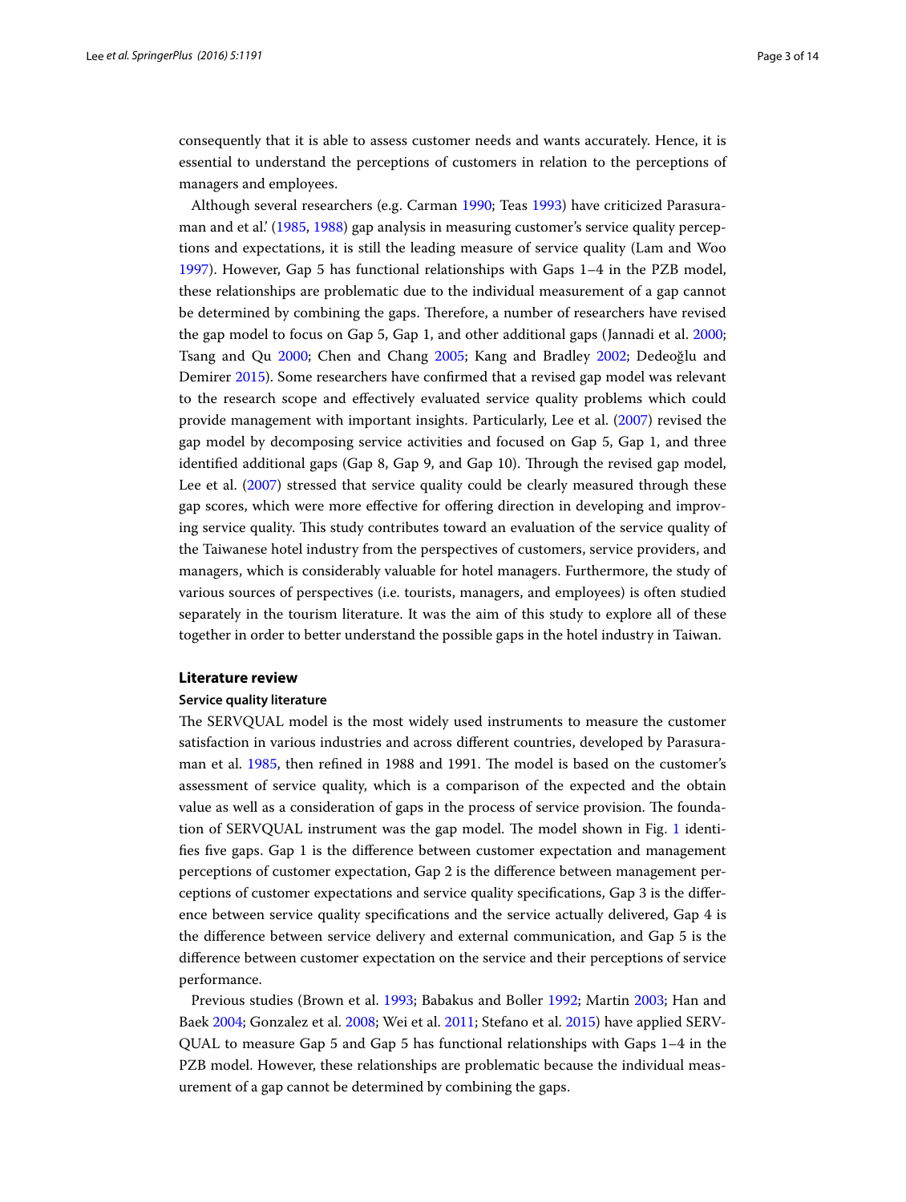consequently that it is able to assess customer needs and wants accurately. Hence, it is essential to understand the perceptions of customers in relation to the perceptions of managers and employees.

Although several researchers (e.g. Carman 1990; Teas 1993) have criticized Parasuraman and et al.' (1985, 1988) gap analysis in measuring customer's service quality perceptions and expectations, it is still the leading measure of service quality (Lam and Woo 1997). However, Gap 5 has functional relationships with Gaps 1–4 in the PZB model, these relationships are problematic due to the individual measurement of a gap cannot be determined by combining the gaps. Therefore, a number of researchers have revised the gap model to focus on Gap 5, Gap 1, and other additional gaps (Jannadi et al. 2000; Tsang and Qu 2000; Chen and Chang 2005; Kang and Bradley 2002; Dedeoğlu and Demirer 2015). Some researchers have confirmed that a revised gap model was relevant to the research scope and effectively evaluated service quality problems which could provide management with important insights. Particularly, Lee et al. (2007) revised the gap model by decomposing service activities and focused on Gap 5, Gap 1, and three identified additional gaps (Gap 8, Gap 9, and Gap 10). Through the revised gap model, Lee et al. (2007) stressed that service quality could be clearly measured through these gap scores, which were more effective for offering direction in developing and improving service quality. This study contributes toward an evaluation of the service quality of the Taiwanese hotel industry from the perspectives of customers, service providers, and managers, which is considerably valuable for hotel managers. Furthermore, the study of various sources of perspectives (i.e. tourists, managers, and employees) is often studied separately in the tourism literature. It was the aim of this study to explore all of these together in order to better understand the possible gaps in the hotel industry in Taiwan.

## Literature review

### Service quality literature

The SERVQUAL model is the most widely used instruments to measure the customer satisfaction in various industries and across different countries, developed by Parasuraman et al. 1985, then refined in 1988 and 1991. The model is based on the customer's assessment of service quality, which is a comparison of the expected and the obtain value as well as a consideration of gaps in the process of service provision. The foundation of SERVQUAL instrument was the gap model. The model shown in Fig. 1 identifies five gaps. Gap 1 is the difference between customer expectation and management perceptions of customer expectation, Gap 2 is the difference between management perceptions of customer expectations and service quality specifications, Gap 3 is the difference between service quality specifications and the service actually delivered, Gap 4 is the difference between service delivery and external communication, and Gap 5 is the difference between customer expectation on the service and their perceptions of service performance.

Previous studies (Brown et al. 1993; Babakus and Boller 1992; Martin 2003; Han and Baek 2004; Gonzalez et al. 2008; Wei et al. 2011; Stefano et al. 2015) have applied SERVQUAL to measure Gap 5 and Gap 5 has functional relationships with Gaps 1–4 in the PZB model. However, these relationships are problematic because the individual measurement of a gap cannot be determined by combining the gaps.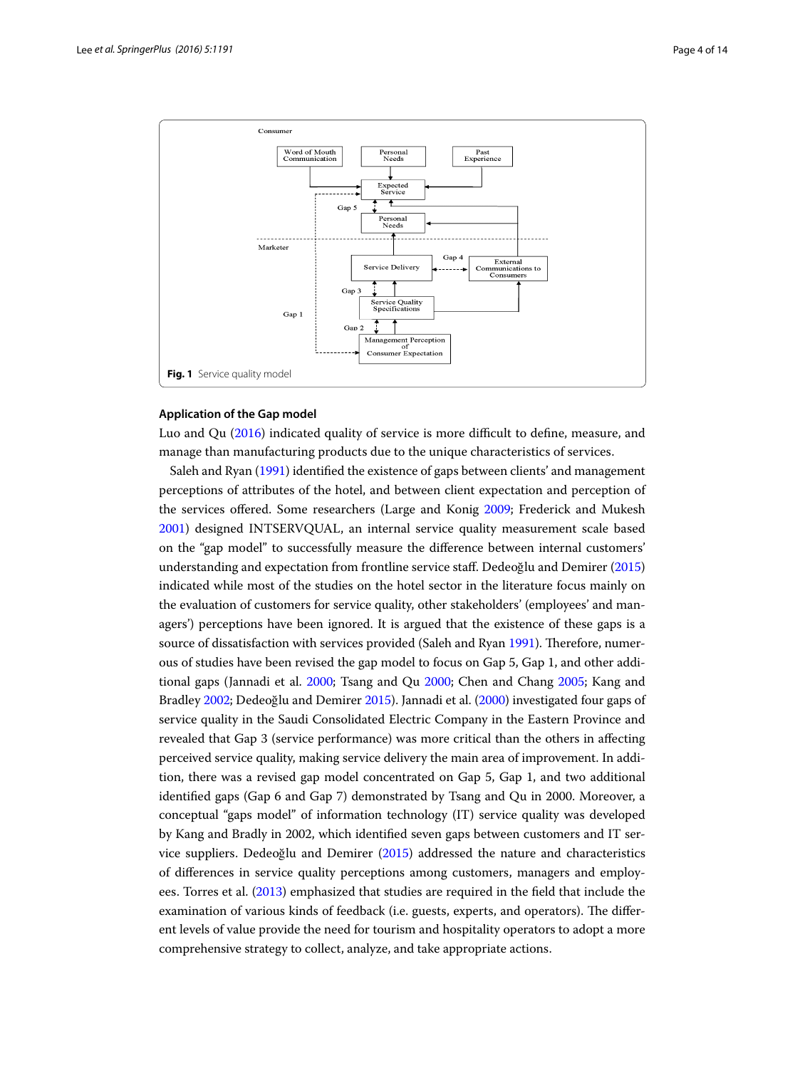Fig. 1 Service quality model

### Application of the Gap model

Luo and Qu (2016) indicated quality of service is more difficult to define, measure, and manage than manufacturing products due to the unique characteristics of services.

Saleh and Ryan (1991) identified the existence of gaps between clients' and management perceptions of attributes of the hotel, and between client expectation and perception of the services offered. Some researchers (Large and Konig 2009; Frederick and Mukesh 2001) designed INTSERVQUAL, an internal service quality measurement scale based on the "gap model" to successfully measure the difference between internal customers' understanding and expectation from frontline service staff. Dedeoğlu and Demirer (2015) indicated while most of the studies on the hotel sector in the literature focus mainly on the evaluation of customers for service quality, other stakeholders' (employees' and managers') perceptions have been ignored. It is argued that the existence of these gaps is a source of dissatisfaction with services provided (Saleh and Ryan 1991). Therefore, numerous of studies have been revised the gap model to focus on Gap 5, Gap 1, and other additional gaps (Jannadi et al. 2000; Tsang and Qu 2000; Chen and Chang 2005; Kang and Bradley 2002; Dedeoğlu and Demirer 2015). Jannadi et al. (2000) investigated four gaps of service quality in the Saudi Consolidated Electric Company in the Eastern Province and revealed that Gap 3 (service performance) was more critical than the others in affecting perceived service quality, making service delivery the main area of improvement. In addition, there was a revised gap model concentrated on Gap 5, Gap 1, and two additional identified gaps (Gap 6 and Gap 7) demonstrated by Tsang and Qu in 2000. Moreover, a conceptual "gaps model" of information technology (IT) service quality was developed by Kang and Bradly in 2002, which identified seven gaps between customers and IT service suppliers. Dedeoğlu and Demirer (2015) addressed the nature and characteristics of differences in service quality perceptions among customers, managers and employees. Torres et al. (2013) emphasized that studies are required in the field that include the examination of various kinds of feedback (i.e. guests, experts, and operators). The different levels of value provide the need for tourism and hospitality operators to adopt a more comprehensive strategy to collect, analyze, and take appropriate actions.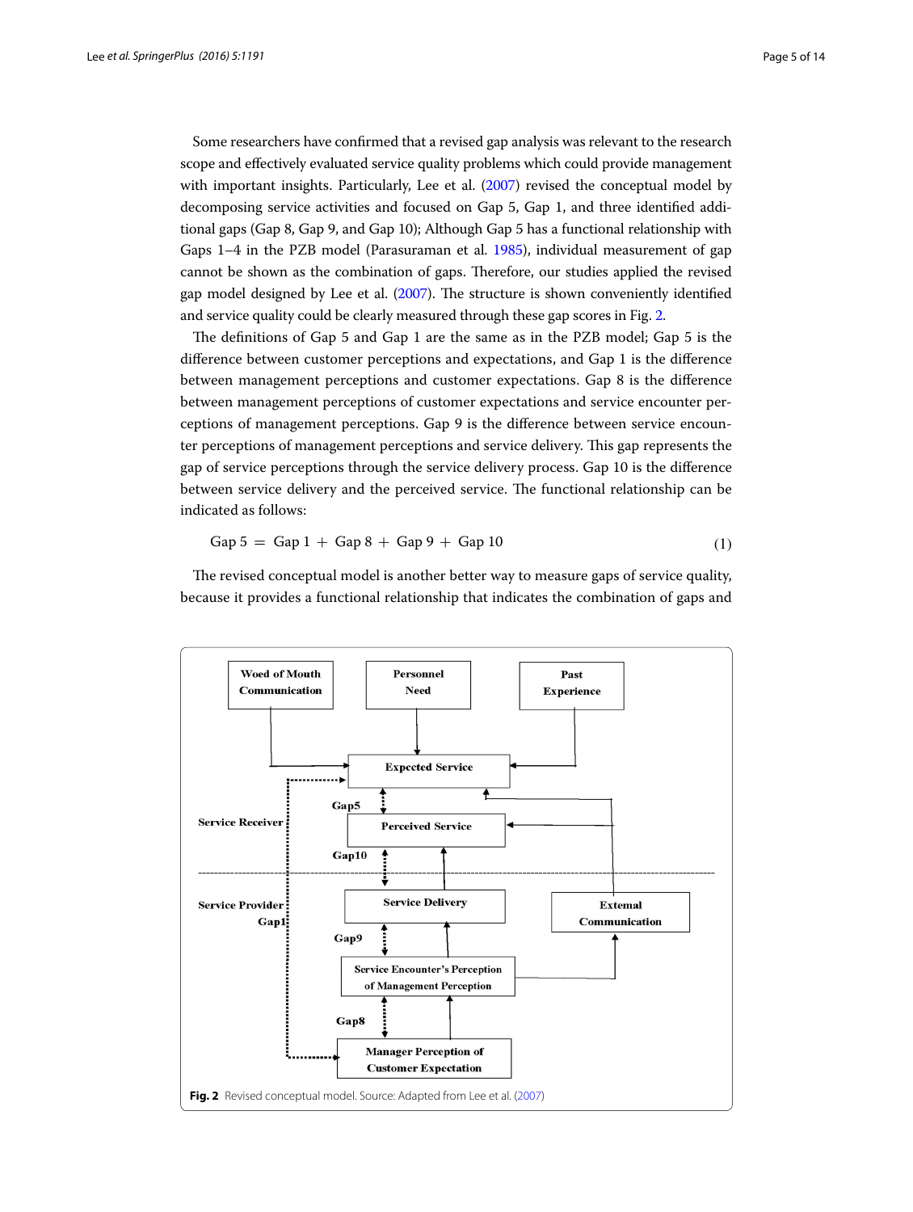Some researchers have confirmed that a revised gap analysis was relevant to the research scope and effectively evaluated service quality problems which could provide management with important insights. Particularly, Lee et al. (2007) revised the conceptual model by decomposing service activities and focused on Gap 5, Gap 1, and three identified additional gaps (Gap 8, Gap 9, and Gap 10); Although Gap 5 has a functional relationship with Gaps 1–4 in the PZB model (Parasuraman et al. 1985), individual measurement of gap cannot be shown as the combination of gaps. Therefore, our studies applied the revised gap model designed by Lee et al. (2007). The structure is shown conveniently identified and service quality could be clearly measured through these gap scores in Fig. 2.

The definitions of Gap 5 and Gap 1 are the same as in the PZB model; Gap 5 is the difference between customer perceptions and expectations, and Gap 1 is the difference between management perceptions and customer expectations. Gap 8 is the difference between management perceptions of customer expectations and service encounter perceptions of management perceptions. Gap 9 is the difference between service encounter perceptions of management perceptions and service delivery. This gap represents the gap of service perceptions through the service delivery process. Gap 10 is the difference between service delivery and the perceived service. The functional relationship can be indicated as follows:

$$\text{Gap 5} = \text{Gap 1} + \text{Gap 8} + \text{Gap 9} + \text{Gap 10} \tag{1}$$

The revised conceptual model is another better way to measure gaps of service quality, because it provides a functional relationship that indicates the combination of gaps and

**Fig. 2** Revised conceptual model. Source: Adapted from Lee et al. (2007)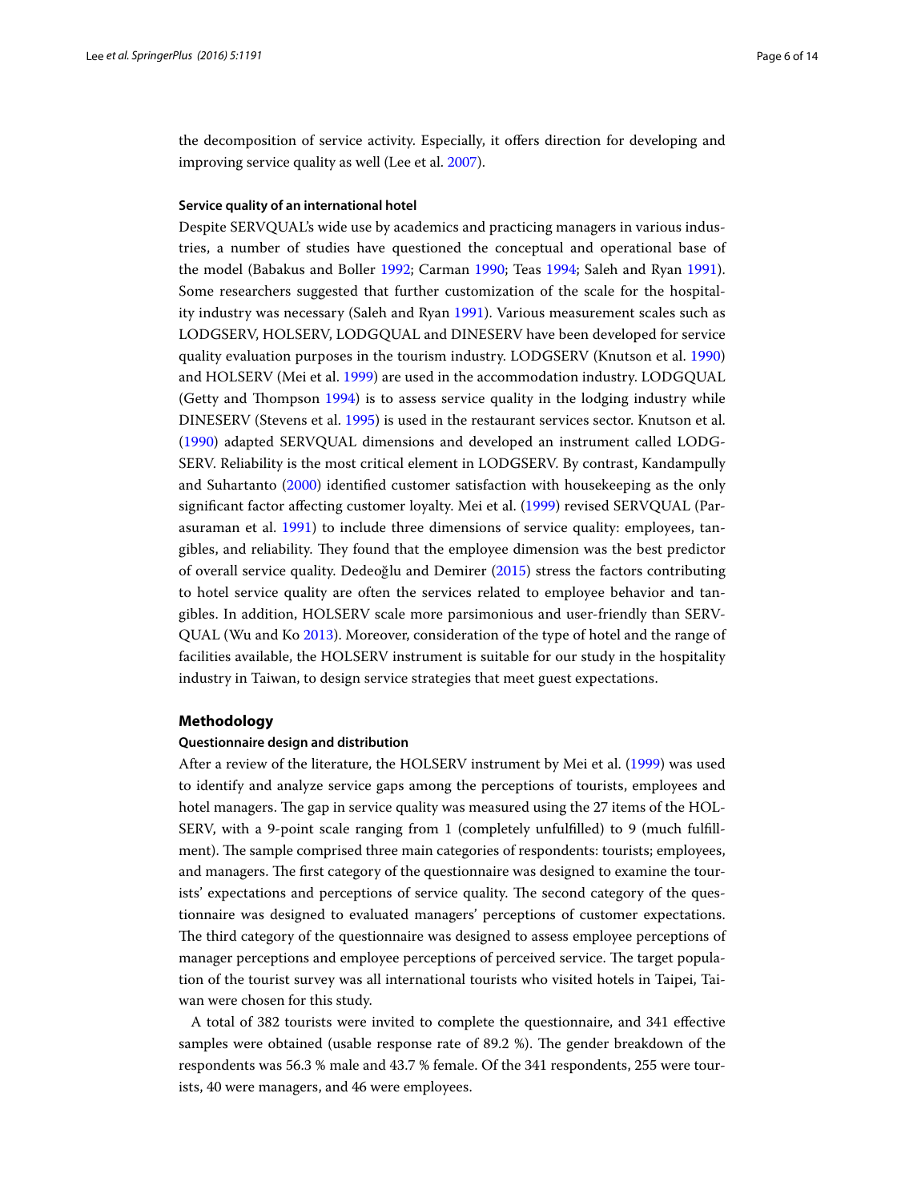the decomposition of service activity. Especially, it offers direction for developing and improving service quality as well (Lee et al. 2007).

### Service quality of an international hotel

Despite SERVQUAL's wide use by academics and practicing managers in various industries, a number of studies have questioned the conceptual and operational base of the model (Babakus and Boller 1992; Carman 1990; Teas 1994; Saleh and Ryan 1991). Some researchers suggested that further customization of the scale for the hospitality industry was necessary (Saleh and Ryan 1991). Various measurement scales such as LODGSERV, HOLSERV, LODGQUAL and DINESERV have been developed for service quality evaluation purposes in the tourism industry. LODGSERV (Knutson et al. 1990) and HOLSERV (Mei et al. 1999) are used in the accommodation industry. LODGQUAL (Getty and Thompson 1994) is to assess service quality in the lodging industry while DINESERV (Stevens et al. 1995) is used in the restaurant services sector. Knutson et al. (1990) adapted SERVQUAL dimensions and developed an instrument called LODGSERV. Reliability is the most critical element in LODGSERV. By contrast, Kandampully and Suhartanto (2000) identified customer satisfaction with housekeeping as the only significant factor affecting customer loyalty. Mei et al. (1999) revised SERVQUAL (Parasuraman et al. 1991) to include three dimensions of service quality: employees, tangibles, and reliability. They found that the employee dimension was the best predictor of overall service quality. Dedeoğlu and Demirer (2015) stress the factors contributing to hotel service quality are often the services related to employee behavior and tangibles. In addition, HOLSERV scale more parsimonious and user-friendly than SERVQUAL (Wu and Ko 2013). Moreover, consideration of the type of hotel and the range of facilities available, the HOLSERV instrument is suitable for our study in the hospitality industry in Taiwan, to design service strategies that meet guest expectations.

## Methodology

### Questionnaire design and distribution

After a review of the literature, the HOLSERV instrument by Mei et al. (1999) was used to identify and analyze service gaps among the perceptions of tourists, employees and hotel managers. The gap in service quality was measured using the 27 items of the HOLSERV, with a 9-point scale ranging from 1 (completely unfulfilled) to 9 (much fulfillment). The sample comprised three main categories of respondents: tourists; employees, and managers. The first category of the questionnaire was designed to examine the tourists' expectations and perceptions of service quality. The second category of the questionnaire was designed to evaluated managers' perceptions of customer expectations. The third category of the questionnaire was designed to assess employee perceptions of manager perceptions and employee perceptions of perceived service. The target population of the tourist survey was all international tourists who visited hotels in Taipei, Taiwan were chosen for this study.

A total of 382 tourists were invited to complete the questionnaire, and 341 effective samples were obtained (usable response rate of 89.2 %). The gender breakdown of the respondents was 56.3 % male and 43.7 % female. Of the 341 respondents, 255 were tourists, 40 were managers, and 46 were employees.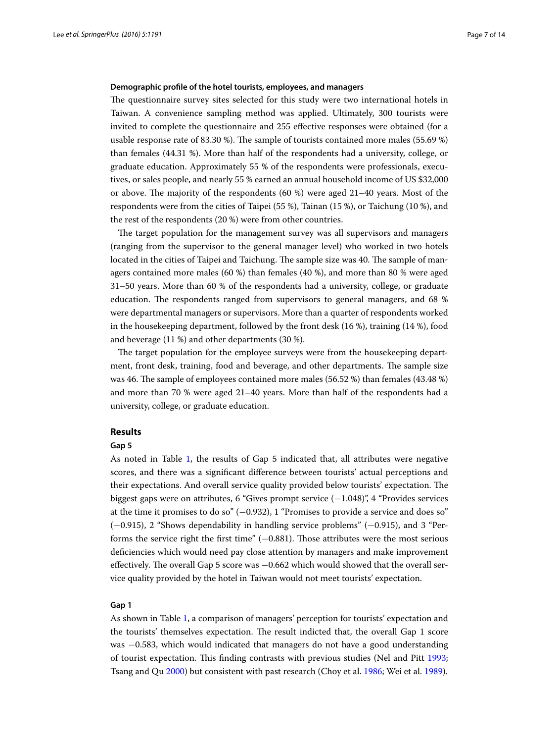**Demographic profile of the hotel tourists, employees, and managers**

The questionnaire survey sites selected for this study were two international hotels in Taiwan. A convenience sampling method was applied. Ultimately, 300 tourists were invited to complete the questionnaire and 255 effective responses were obtained (for a usable response rate of 83.30 %). The sample of tourists contained more males (55.69 %) than females (44.31 %). More than half of the respondents had a university, college, or graduate education. Approximately 55 % of the respondents were professionals, executives, or sales people, and nearly 55 % earned an annual household income of US $32,000 or above. The majority of the respondents (60 %) were aged 21–40 years. Most of the respondents were from the cities of Taipei (55 %), Tainan (15 %), or Taichung (10 %), and the rest of the respondents (20 %) were from other countries.

The target population for the management survey was all supervisors and managers (ranging from the supervisor to the general manager level) who worked in two hotels located in the cities of Taipei and Taichung. The sample size was 40. The sample of managers contained more males (60 %) than females (40 %), and more than 80 % were aged 31–50 years. More than 60 % of the respondents had a university, college, or graduate education. The respondents ranged from supervisors to general managers, and 68 % were departmental managers or supervisors. More than a quarter of respondents worked in the housekeeping department, followed by the front desk (16 %), training (14 %), food and beverage (11 %) and other departments (30 %).

The target population for the employee surveys were from the housekeeping department, front desk, training, food and beverage, and other departments. The sample size was 46. The sample of employees contained more males (56.52 %) than females (43.48 %) and more than 70 % were aged 21–40 years. More than half of the respondents had a university, college, or graduate education.

## Results

### Gap 5

As noted in Table 1, the results of Gap 5 indicated that, all attributes were negative scores, and there was a significant difference between tourists' actual perceptions and their expectations. And overall service quality provided below tourists' expectation. The biggest gaps were on attributes, 6 "Gives prompt service (−1.048)", 4 "Provides services at the time it promises to do so" (−0.932), 1 "Promises to provide a service and does so" (−0.915), 2 "Shows dependability in handling service problems" (−0.915), and 3 "Performs the service right the first time" (−0.881). Those attributes were the most serious deficiencies which would need pay close attention by managers and make improvement effectively. The overall Gap 5 score was −0.662 which would showed that the overall service quality provided by the hotel in Taiwan would not meet tourists' expectation.

### Gap 1

As shown in Table 1, a comparison of managers' perception for tourists' expectation and the tourists' themselves expectation. The result indicted that, the overall Gap 1 score was −0.583, which would indicated that managers do not have a good understanding of tourist expectation. This finding contrasts with previous studies (Nel and Pitt 1993; Tsang and Qu 2000) but consistent with past research (Choy et al. 1986; Wei et al. 1989).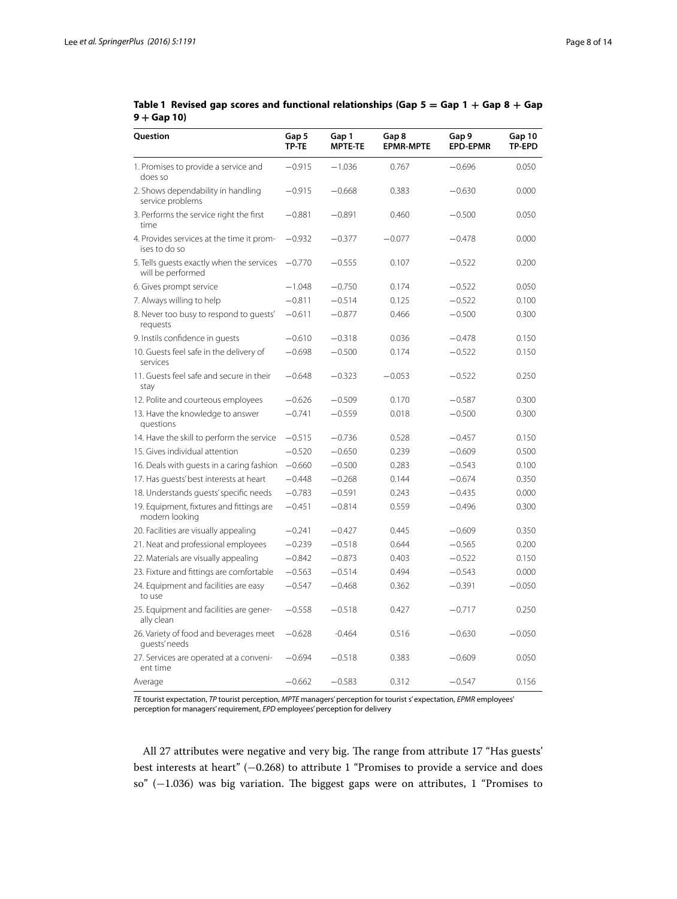**Table 1 Revised gap scores and functional relationships (Gap 5 = Gap 1 + Gap 8 + Gap 9 + Gap 10)**

| Question | Gap 5 TP-TE | Gap 1 MPTE-TE | Gap 8 EPMR-MPTE | Gap 9 EPD-EPMR | Gap 10 TP-EPD |
|---|---|---|---|---|---|
| 1. Promises to provide a service and does so | −0.915 | −1.036 | 0.767 | −0.696 | 0.050 |
| 2. Shows dependability in handling service problems | −0.915 | −0.668 | 0.383 | −0.630 | 0.000 |
| 3. Performs the service right the first time | −0.881 | −0.891 | 0.460 | −0.500 | 0.050 |
| 4. Provides services at the time it promises to do so | −0.932 | −0.377 | −0.077 | −0.478 | 0.000 |
| 5. Tells guests exactly when the services will be performed | −0.770 | −0.555 | 0.107 | −0.522 | 0.200 |
| 6. Gives prompt service | −1.048 | −0.750 | 0.174 | −0.522 | 0.050 |
| 7. Always willing to help | −0.811 | −0.514 | 0.125 | −0.522 | 0.100 |
| 8. Never too busy to respond to guests' requests | −0.611 | −0.877 | 0.466 | −0.500 | 0.300 |
| 9. Instils confidence in guests | −0.610 | −0.318 | 0.036 | −0.478 | 0.150 |
| 10. Guests feel safe in the delivery of services | −0.698 | −0.500 | 0.174 | −0.522 | 0.150 |
| 11. Guests feel safe and secure in their stay | −0.648 | −0.323 | −0.053 | −0.522 | 0.250 |
| 12. Polite and courteous employees | −0.626 | −0.509 | 0.170 | −0.587 | 0.300 |
| 13. Have the knowledge to answer questions | −0.741 | −0.559 | 0.018 | −0.500 | 0.300 |
| 14. Have the skill to perform the service | −0.515 | −0.736 | 0.528 | −0.457 | 0.150 |
| 15. Gives individual attention | −0.520 | −0.650 | 0.239 | −0.609 | 0.500 |
| 16. Deals with guests in a caring fashion | −0.660 | −0.500 | 0.283 | −0.543 | 0.100 |
| 17. Has guests' best interests at heart | −0.448 | −0.268 | 0.144 | −0.674 | 0.350 |
| 18. Understands guests' specific needs | −0.783 | −0.591 | 0.243 | −0.435 | 0.000 |
| 19. Equipment, fixtures and fittings are modern looking | −0.451 | −0.814 | 0.559 | −0.496 | 0.300 |
| 20. Facilities are visually appealing | −0.241 | −0.427 | 0.445 | −0.609 | 0.350 |
| 21. Neat and professional employees | −0.239 | −0.518 | 0.644 | −0.565 | 0.200 |
| 22. Materials are visually appealing | −0.842 | −0.873 | 0.403 | −0.522 | 0.150 |
| 23. Fixture and fittings are comfortable | −0.563 | −0.514 | 0.494 | −0.543 | 0.000 |
| 24. Equipment and facilities are easy to use | −0.547 | −0.468 | 0.362 | −0.391 | −0.050 |
| 25. Equipment and facilities are generally clean | −0.558 | −0.518 | 0.427 | −0.717 | 0.250 |
| 26. Variety of food and beverages meet guests' needs | −0.628 | -0.464 | 0.516 | −0.630 | −0.050 |
| 27. Services are operated at a convenient time | −0.694 | −0.518 | 0.383 | −0.609 | 0.050 |
| Average | −0.662 | −0.583 | 0.312 | −0.547 | 0.156 |

*TE* tourist expectation, *TP* tourist perception, *MPTE* managers' perception for tourist s' expectation, *EPMR* employees' perception for managers' requirement, *EPD* employees' perception for delivery

All 27 attributes were negative and very big. The range from attribute 17 "Has guests' best interests at heart" (−0.268) to attribute 1 "Promises to provide a service and does so" (−1.036) was big variation. The biggest gaps were on attributes, 1 "Promises to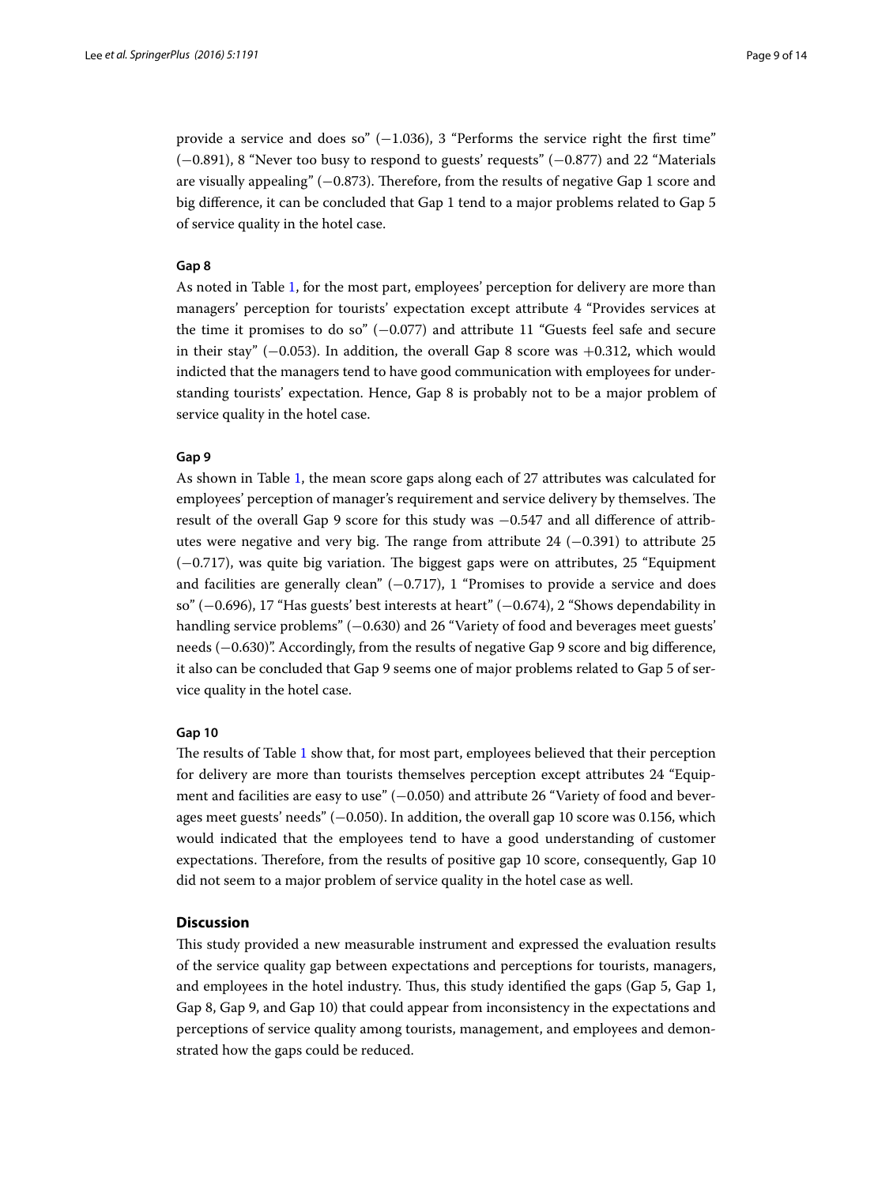provide a service and does so" (−1.036), 3 "Performs the service right the first time" (−0.891), 8 "Never too busy to respond to guests' requests" (−0.877) and 22 "Materials are visually appealing" (−0.873). Therefore, from the results of negative Gap 1 score and big difference, it can be concluded that Gap 1 tend to a major problems related to Gap 5 of service quality in the hotel case.

#### Gap 8

As noted in Table 1, for the most part, employees' perception for delivery are more than managers' perception for tourists' expectation except attribute 4 "Provides services at the time it promises to do so" (−0.077) and attribute 11 "Guests feel safe and secure in their stay" (−0.053). In addition, the overall Gap 8 score was +0.312, which would indicted that the managers tend to have good communication with employees for understanding tourists' expectation. Hence, Gap 8 is probably not to be a major problem of service quality in the hotel case.

#### Gap 9

As shown in Table 1, the mean score gaps along each of 27 attributes was calculated for employees' perception of manager's requirement and service delivery by themselves. The result of the overall Gap 9 score for this study was −0.547 and all difference of attributes were negative and very big. The range from attribute 24 (−0.391) to attribute 25 (−0.717), was quite big variation. The biggest gaps were on attributes, 25 "Equipment and facilities are generally clean" (−0.717), 1 "Promises to provide a service and does so" (−0.696), 17 "Has guests' best interests at heart" (−0.674), 2 "Shows dependability in handling service problems" (−0.630) and 26 "Variety of food and beverages meet guests' needs (−0.630)". Accordingly, from the results of negative Gap 9 score and big difference, it also can be concluded that Gap 9 seems one of major problems related to Gap 5 of service quality in the hotel case.

#### Gap 10

The results of Table 1 show that, for most part, employees believed that their perception for delivery are more than tourists themselves perception except attributes 24 "Equipment and facilities are easy to use" (−0.050) and attribute 26 "Variety of food and beverages meet guests' needs" (−0.050). In addition, the overall gap 10 score was 0.156, which would indicated that the employees tend to have a good understanding of customer expectations. Therefore, from the results of positive gap 10 score, consequently, Gap 10 did not seem to a major problem of service quality in the hotel case as well.

## Discussion

This study provided a new measurable instrument and expressed the evaluation results of the service quality gap between expectations and perceptions for tourists, managers, and employees in the hotel industry. Thus, this study identified the gaps (Gap 5, Gap 1, Gap 8, Gap 9, and Gap 10) that could appear from inconsistency in the expectations and perceptions of service quality among tourists, management, and employees and demonstrated how the gaps could be reduced.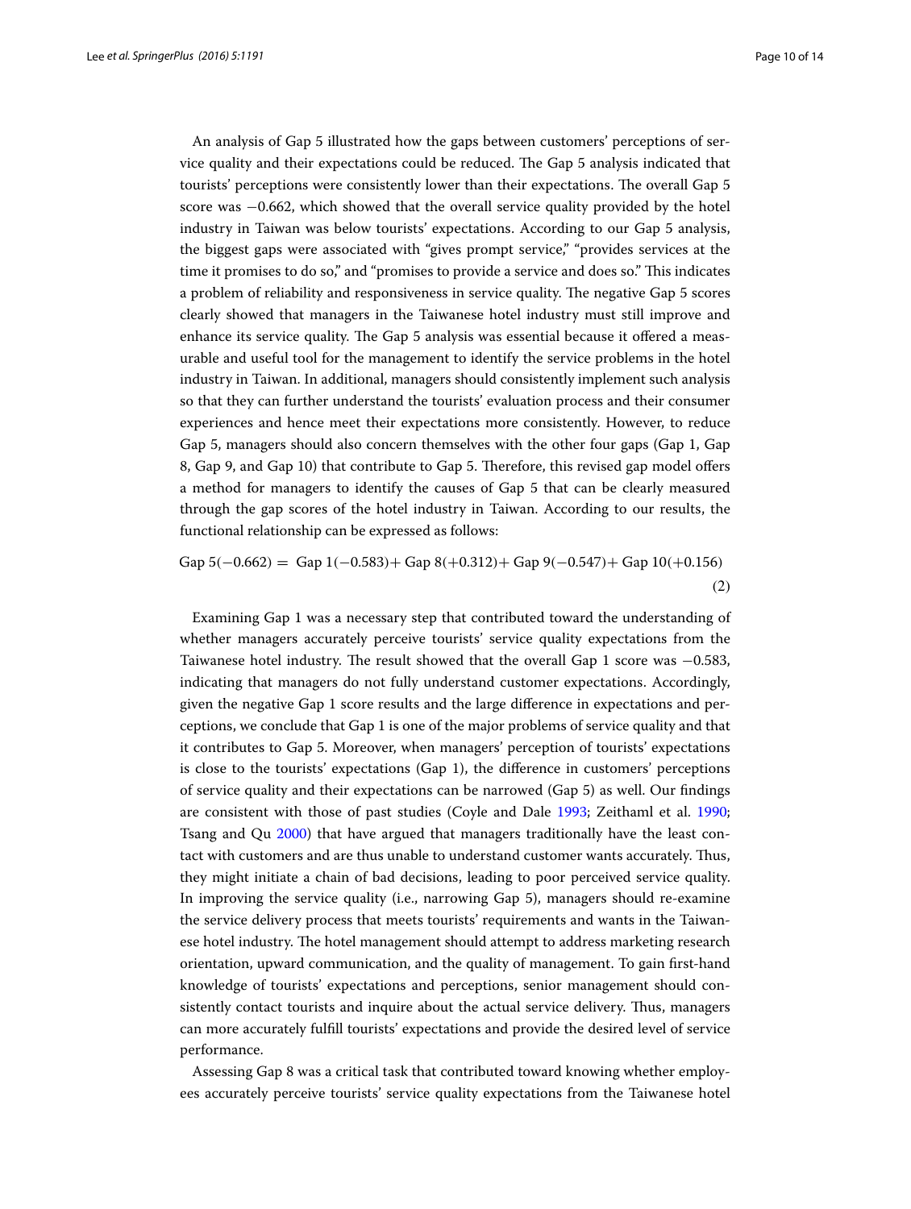An analysis of Gap 5 illustrated how the gaps between customers' perceptions of service quality and their expectations could be reduced. The Gap 5 analysis indicated that tourists' perceptions were consistently lower than their expectations. The overall Gap 5 score was −0.662, which showed that the overall service quality provided by the hotel industry in Taiwan was below tourists' expectations. According to our Gap 5 analysis, the biggest gaps were associated with "gives prompt service," "provides services at the time it promises to do so," and "promises to provide a service and does so." This indicates a problem of reliability and responsiveness in service quality. The negative Gap 5 scores clearly showed that managers in the Taiwanese hotel industry must still improve and enhance its service quality. The Gap 5 analysis was essential because it offered a measurable and useful tool for the management to identify the service problems in the hotel industry in Taiwan. In additional, managers should consistently implement such analysis so that they can further understand the tourists' evaluation process and their consumer experiences and hence meet their expectations more consistently. However, to reduce Gap 5, managers should also concern themselves with the other four gaps (Gap 1, Gap 8, Gap 9, and Gap 10) that contribute to Gap 5. Therefore, this revised gap model offers a method for managers to identify the causes of Gap 5 that can be clearly measured through the gap scores of the hotel industry in Taiwan. According to our results, the functional relationship can be expressed as follows:

$$\text{Gap 5}(-0.662) = \text{Gap 1}(-0.583) + \text{Gap 8}(+0.312) + \text{Gap 9}(-0.547) + \text{Gap 10}(+0.156) \tag{2}$$

Examining Gap 1 was a necessary step that contributed toward the understanding of whether managers accurately perceive tourists' service quality expectations from the Taiwanese hotel industry. The result showed that the overall Gap 1 score was −0.583, indicating that managers do not fully understand customer expectations. Accordingly, given the negative Gap 1 score results and the large difference in expectations and perceptions, we conclude that Gap 1 is one of the major problems of service quality and that it contributes to Gap 5. Moreover, when managers' perception of tourists' expectations is close to the tourists' expectations (Gap 1), the difference in customers' perceptions of service quality and their expectations can be narrowed (Gap 5) as well. Our findings are consistent with those of past studies (Coyle and Dale 1993; Zeithaml et al. 1990; Tsang and Qu 2000) that have argued that managers traditionally have the least contact with customers and are thus unable to understand customer wants accurately. Thus, they might initiate a chain of bad decisions, leading to poor perceived service quality. In improving the service quality (i.e., narrowing Gap 5), managers should re-examine the service delivery process that meets tourists' requirements and wants in the Taiwanese hotel industry. The hotel management should attempt to address marketing research orientation, upward communication, and the quality of management. To gain first-hand knowledge of tourists' expectations and perceptions, senior management should consistently contact tourists and inquire about the actual service delivery. Thus, managers can more accurately fulfill tourists' expectations and provide the desired level of service performance.

Assessing Gap 8 was a critical task that contributed toward knowing whether employees accurately perceive tourists' service quality expectations from the Taiwanese hotel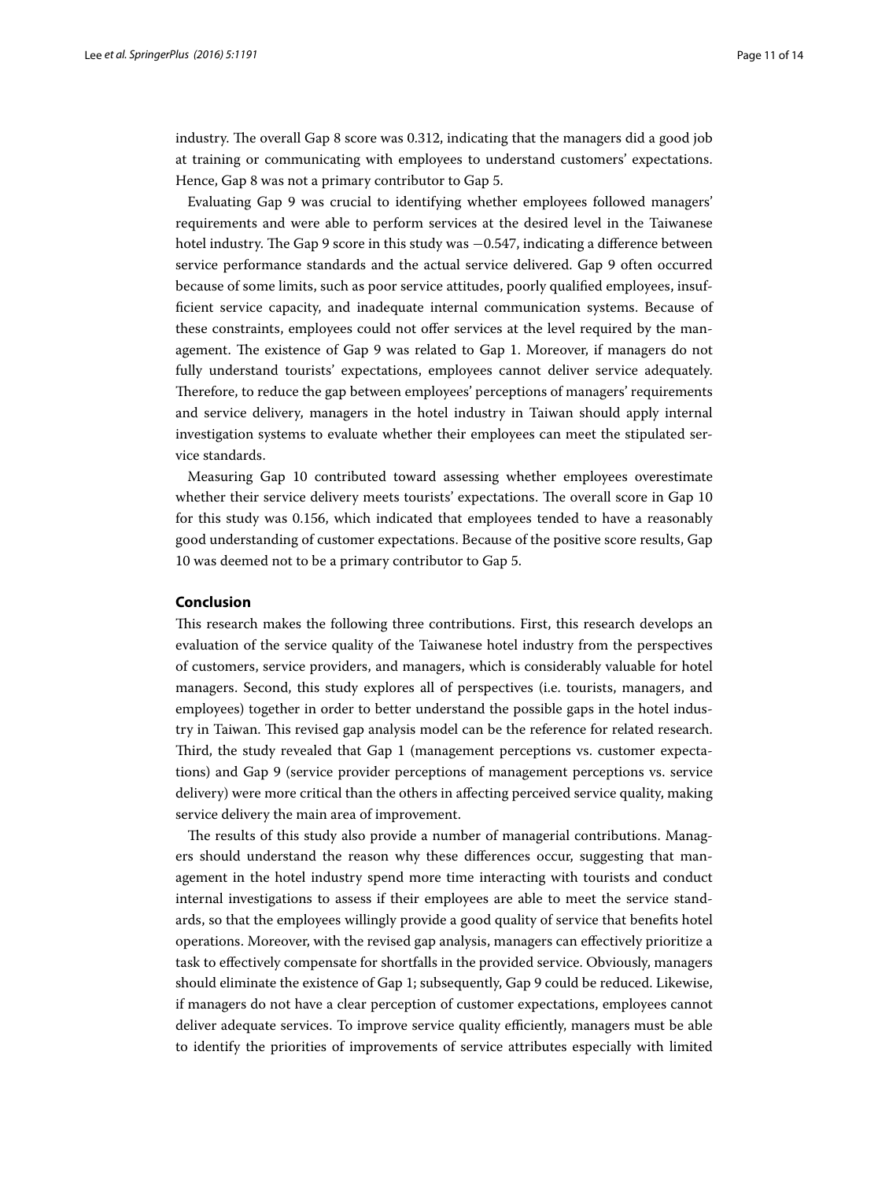industry. The overall Gap 8 score was 0.312, indicating that the managers did a good job at training or communicating with employees to understand customers' expectations. Hence, Gap 8 was not a primary contributor to Gap 5.

Evaluating Gap 9 was crucial to identifying whether employees followed managers' requirements and were able to perform services at the desired level in the Taiwanese hotel industry. The Gap 9 score in this study was −0.547, indicating a difference between service performance standards and the actual service delivered. Gap 9 often occurred because of some limits, such as poor service attitudes, poorly qualified employees, insufficient service capacity, and inadequate internal communication systems. Because of these constraints, employees could not offer services at the level required by the management. The existence of Gap 9 was related to Gap 1. Moreover, if managers do not fully understand tourists' expectations, employees cannot deliver service adequately. Therefore, to reduce the gap between employees' perceptions of managers' requirements and service delivery, managers in the hotel industry in Taiwan should apply internal investigation systems to evaluate whether their employees can meet the stipulated service standards.

Measuring Gap 10 contributed toward assessing whether employees overestimate whether their service delivery meets tourists' expectations. The overall score in Gap 10 for this study was 0.156, which indicated that employees tended to have a reasonably good understanding of customer expectations. Because of the positive score results, Gap 10 was deemed not to be a primary contributor to Gap 5.

## Conclusion

This research makes the following three contributions. First, this research develops an evaluation of the service quality of the Taiwanese hotel industry from the perspectives of customers, service providers, and managers, which is considerably valuable for hotel managers. Second, this study explores all of perspectives (i.e. tourists, managers, and employees) together in order to better understand the possible gaps in the hotel industry in Taiwan. This revised gap analysis model can be the reference for related research. Third, the study revealed that Gap 1 (management perceptions vs. customer expectations) and Gap 9 (service provider perceptions of management perceptions vs. service delivery) were more critical than the others in affecting perceived service quality, making service delivery the main area of improvement.

The results of this study also provide a number of managerial contributions. Managers should understand the reason why these differences occur, suggesting that management in the hotel industry spend more time interacting with tourists and conduct internal investigations to assess if their employees are able to meet the service standards, so that the employees willingly provide a good quality of service that benefits hotel operations. Moreover, with the revised gap analysis, managers can effectively prioritize a task to effectively compensate for shortfalls in the provided service. Obviously, managers should eliminate the existence of Gap 1; subsequently, Gap 9 could be reduced. Likewise, if managers do not have a clear perception of customer expectations, employees cannot deliver adequate services. To improve service quality efficiently, managers must be able to identify the priorities of improvements of service attributes especially with limited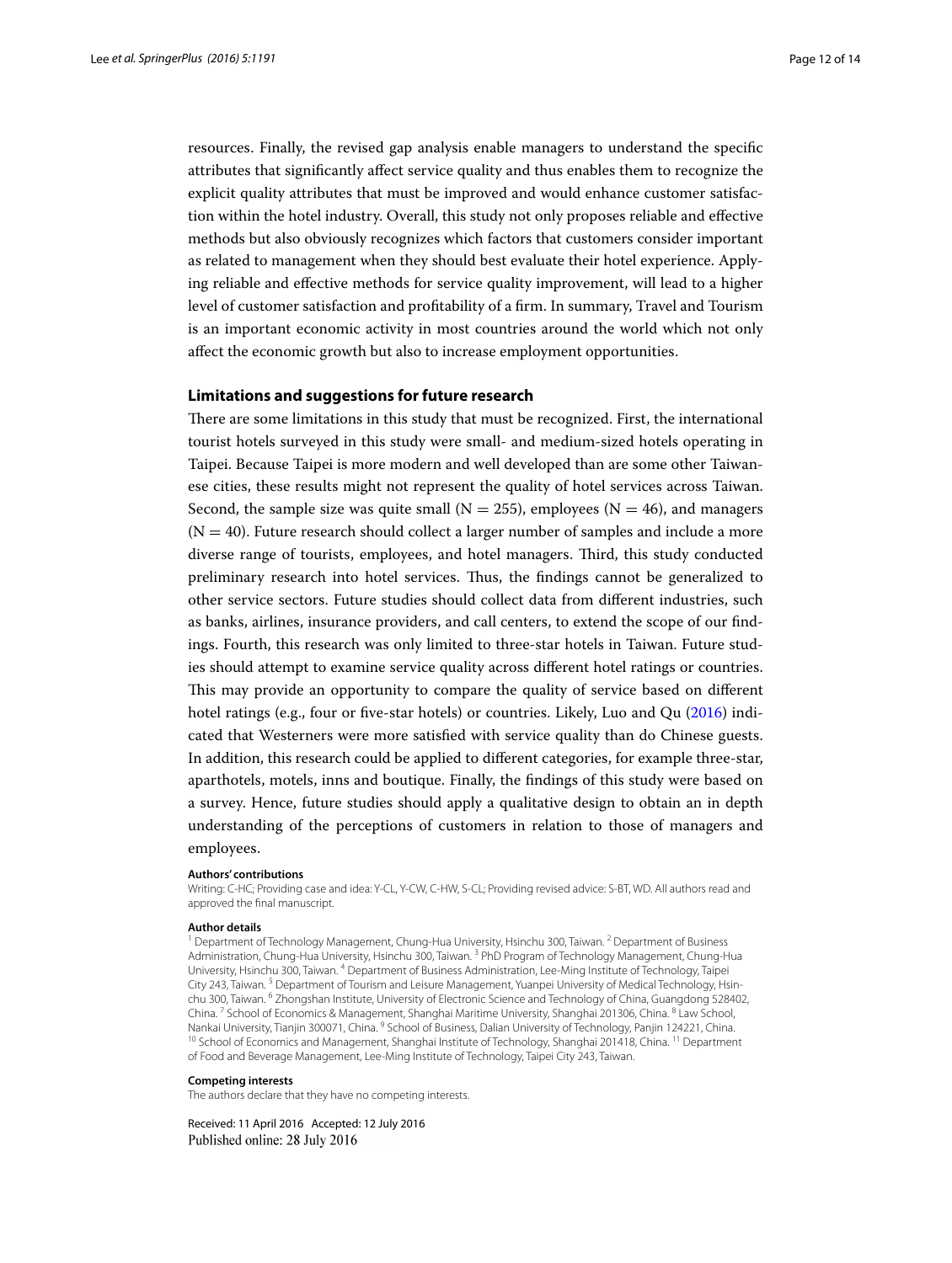resources. Finally, the revised gap analysis enable managers to understand the specific attributes that significantly affect service quality and thus enables them to recognize the explicit quality attributes that must be improved and would enhance customer satisfaction within the hotel industry. Overall, this study not only proposes reliable and effective methods but also obviously recognizes which factors that customers consider important as related to management when they should best evaluate their hotel experience. Applying reliable and effective methods for service quality improvement, will lead to a higher level of customer satisfaction and profitability of a firm. In summary, Travel and Tourism is an important economic activity in most countries around the world which not only affect the economic growth but also to increase employment opportunities.

## Limitations and suggestions for future research

There are some limitations in this study that must be recognized. First, the international tourist hotels surveyed in this study were small- and medium-sized hotels operating in Taipei. Because Taipei is more modern and well developed than are some other Taiwanese cities, these results might not represent the quality of hotel services across Taiwan. Second, the sample size was quite small ($N = 255$), employees ($N = 46$), and managers ($N = 40$). Future research should collect a larger number of samples and include a more diverse range of tourists, employees, and hotel managers. Third, this study conducted preliminary research into hotel services. Thus, the findings cannot be generalized to other service sectors. Future studies should collect data from different industries, such as banks, airlines, insurance providers, and call centers, to extend the scope of our findings. Fourth, this research was only limited to three-star hotels in Taiwan. Future studies should attempt to examine service quality across different hotel ratings or countries. This may provide an opportunity to compare the quality of service based on different hotel ratings (e.g., four or five-star hotels) or countries. Likely, Luo and Qu (2016) indicated that Westerners were more satisfied with service quality than do Chinese guests. In addition, this research could be applied to different categories, for example three-star, aparthotels, motels, inns and boutique. Finally, the findings of this study were based on a survey. Hence, future studies should apply a qualitative design to obtain an in depth understanding of the perceptions of customers in relation to those of managers and employees.

**Authors' contributions**

Writing: C-HC; Providing case and idea: Y-CL, Y-CW, C-HW, S-CL; Providing revised advice: S-BT, WD. All authors read and approved the final manuscript.

**Author details**

[1] Department of Technology Management, Chung-Hua University, Hsinchu 300, Taiwan. [2] Department of Business Administration, Chung-Hua University, Hsinchu 300, Taiwan. [3] PhD Program of Technology Management, Chung-Hua University, Hsinchu 300, Taiwan. [4] Department of Business Administration, Lee-Ming Institute of Technology, Taipei City 243, Taiwan. [5] Department of Tourism and Leisure Management, Yuanpei University of Medical Technology, Hsinchu 300, Taiwan. [6] Zhongshan Institute, University of Electronic Science and Technology of China, Guangdong 528402, China. [7] School of Economics & Management, Shanghai Maritime University, Shanghai 201306, China. [8] Law School, Nankai University, Tianjin 300071, China. [9] School of Business, Dalian University of Technology, Panjin 124221, China. [10] School of Economics and Management, Shanghai Institute of Technology, Shanghai 201418, China. [11] Department of Food and Beverage Management, Lee-Ming Institute of Technology, Taipei City 243, Taiwan.

**Competing interests**

The authors declare that they have no competing interests.

Received: 11 April 2016 Accepted: 12 July 2016
Published online: 28 July 2016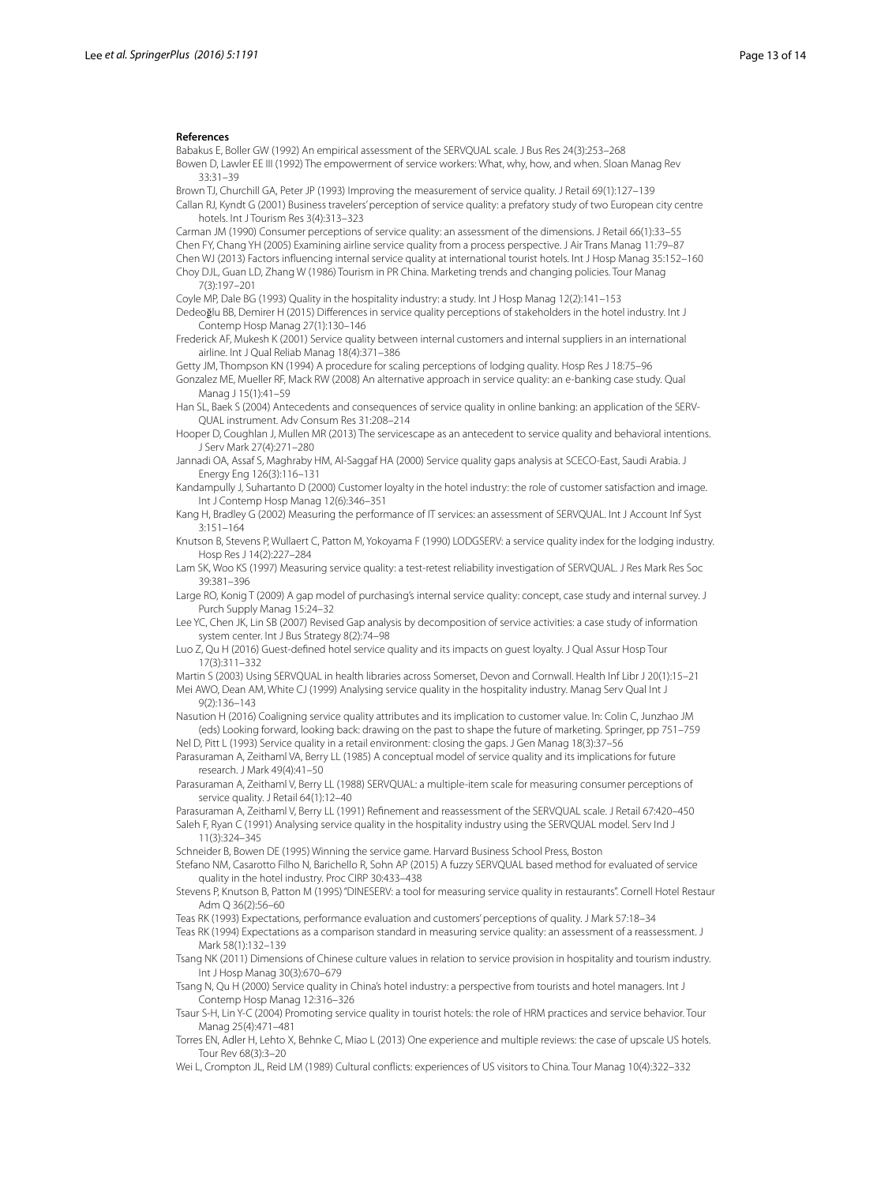**References**

Babakus E, Boller GW (1992) An empirical assessment of the SERVQUAL scale. J Bus Res 24(3):253–268

Bowen D, Lawler EE III (1992) The empowerment of service workers: What, why, how, and when. Sloan Manag Rev 33:31–39

Brown TJ, Churchill GA, Peter JP (1993) Improving the measurement of service quality. J Retail 69(1):127–139

Callan RJ, Kyndt G (2001) Business travelers' perception of service quality: a prefatory study of two European city centre hotels. Int J Tourism Res 3(4):313–323

Carman JM (1990) Consumer perceptions of service quality: an assessment of the dimensions. J Retail 66(1):33–55

Chen FY, Chang YH (2005) Examining airline service quality from a process perspective. J Air Trans Manag 11:79–87

Chen WJ (2013) Factors influencing internal service quality at international tourist hotels. Int J Hosp Manag 35:152–160

Choy DJL, Guan LD, Zhang W (1986) Tourism in PR China. Marketing trends and changing policies. Tour Manag 7(3):197–201

Coyle MP, Dale BG (1993) Quality in the hospitality industry: a study. Int J Hosp Manag 12(2):141–153

Dedeoğlu BB, Demirer H (2015) Differences in service quality perceptions of stakeholders in the hotel industry. Int J Contemp Hosp Manag 27(1):130–146

Frederick AF, Mukesh K (2001) Service quality between internal customers and internal suppliers in an international airline. Int J Qual Reliab Manag 18(4):371–386

Getty JM, Thompson KN (1994) A procedure for scaling perceptions of lodging quality. Hosp Res J 18:75–96

Gonzalez ME, Mueller RF, Mack RW (2008) An alternative approach in service quality: an e-banking case study. Qual Manag J 15(1):41–59

Han SL, Baek S (2004) Antecedents and consequences of service quality in online banking: an application of the SERVQUAL instrument. Adv Consum Res 31:208–214

Hooper D, Coughlan J, Mullen MR (2013) The servicescape as an antecedent to service quality and behavioral intentions. J Serv Mark 27(4):271–280

Jannadi OA, Assaf S, Maghraby HM, Al-Saggaf HA (2000) Service quality gaps analysis at SCECO-East, Saudi Arabia. J Energy Eng 126(3):116–131

Kandampully J, Suhartanto D (2000) Customer loyalty in the hotel industry: the role of customer satisfaction and image. Int J Contemp Hosp Manag 12(6):346–351

Kang H, Bradley G (2002) Measuring the performance of IT services: an assessment of SERVQUAL. Int J Account Inf Syst 3:151–164

Knutson B, Stevens P, Wullaert C, Patton M, Yokoyama F (1990) LODGSERV: a service quality index for the lodging industry. Hosp Res J 14(2):227–284

Lam SK, Woo KS (1997) Measuring service quality: a test-retest reliability investigation of SERVQUAL. J Res Mark Res Soc 39:381–396

Large RO, Konig T (2009) A gap model of purchasing's internal service quality: concept, case study and internal survey. J Purch Supply Manag 15:24–32

Lee YC, Chen JK, Lin SB (2007) Revised Gap analysis by decomposition of service activities: a case study of information system center. Int J Bus Strategy 8(2):74–98

Luo Z, Qu H (2016) Guest-defined hotel service quality and its impacts on guest loyalty. J Qual Assur Hosp Tour 17(3):311–332

Martin S (2003) Using SERVQUAL in health libraries across Somerset, Devon and Cornwall. Health Inf Libr J 20(1):15–21

Mei AWO, Dean AM, White CJ (1999) Analysing service quality in the hospitality industry. Manag Serv Qual Int J 9(2):136–143

Nasution H (2016) Coaligning service quality attributes and its implication to customer value. In: Colin C, Junzhao JM (eds) Looking forward, looking back: drawing on the past to shape the future of marketing. Springer, pp 751–759

Nel D, Pitt L (1993) Service quality in a retail environment: closing the gaps. J Gen Manag 18(3):37–56

Parasuraman A, Zeithaml VA, Berry LL (1985) A conceptual model of service quality and its implications for future research. J Mark 49(4):41–50

Parasuraman A, Zeithaml V, Berry LL (1988) SERVQUAL: a multiple-item scale for measuring consumer perceptions of service quality. J Retail 64(1):12–40

Parasuraman A, Zeithaml V, Berry LL (1991) Refinement and reassessment of the SERVQUAL scale. J Retail 67:420–450

Saleh F, Ryan C (1991) Analysing service quality in the hospitality industry using the SERVQUAL model. Serv Ind J 11(3):324–345

Schneider B, Bowen DE (1995) Winning the service game. Harvard Business School Press, Boston

Stefano NM, Casarotto Filho N, Barichello R, Sohn AP (2015) A fuzzy SERVQUAL based method for evaluated of service quality in the hotel industry. Proc CIRP 30:433–438

Stevens P, Knutson B, Patton M (1995) "DINESERV: a tool for measuring service quality in restaurants". Cornell Hotel Restaur Adm Q 36(2):56–60

Teas RK (1993) Expectations, performance evaluation and customers' perceptions of quality. J Mark 57:18–34

Teas RK (1994) Expectations as a comparison standard in measuring service quality: an assessment of a reassessment. J Mark 58(1):132–139

Tsang NK (2011) Dimensions of Chinese culture values in relation to service provision in hospitality and tourism industry. Int J Hosp Manag 30(3):670–679

Tsang N, Qu H (2000) Service quality in China's hotel industry: a perspective from tourists and hotel managers. Int J Contemp Hosp Manag 12:316–326

Tsaur S-H, Lin Y-C (2004) Promoting service quality in tourist hotels: the role of HRM practices and service behavior. Tour Manag 25(4):471–481

Torres EN, Adler H, Lehto X, Behnke C, Miao L (2013) One experience and multiple reviews: the case of upscale US hotels. Tour Rev 68(3):3–20

Wei L, Crompton JL, Reid LM (1989) Cultural conflicts: experiences of US visitors to China. Tour Manag 10(4):322–332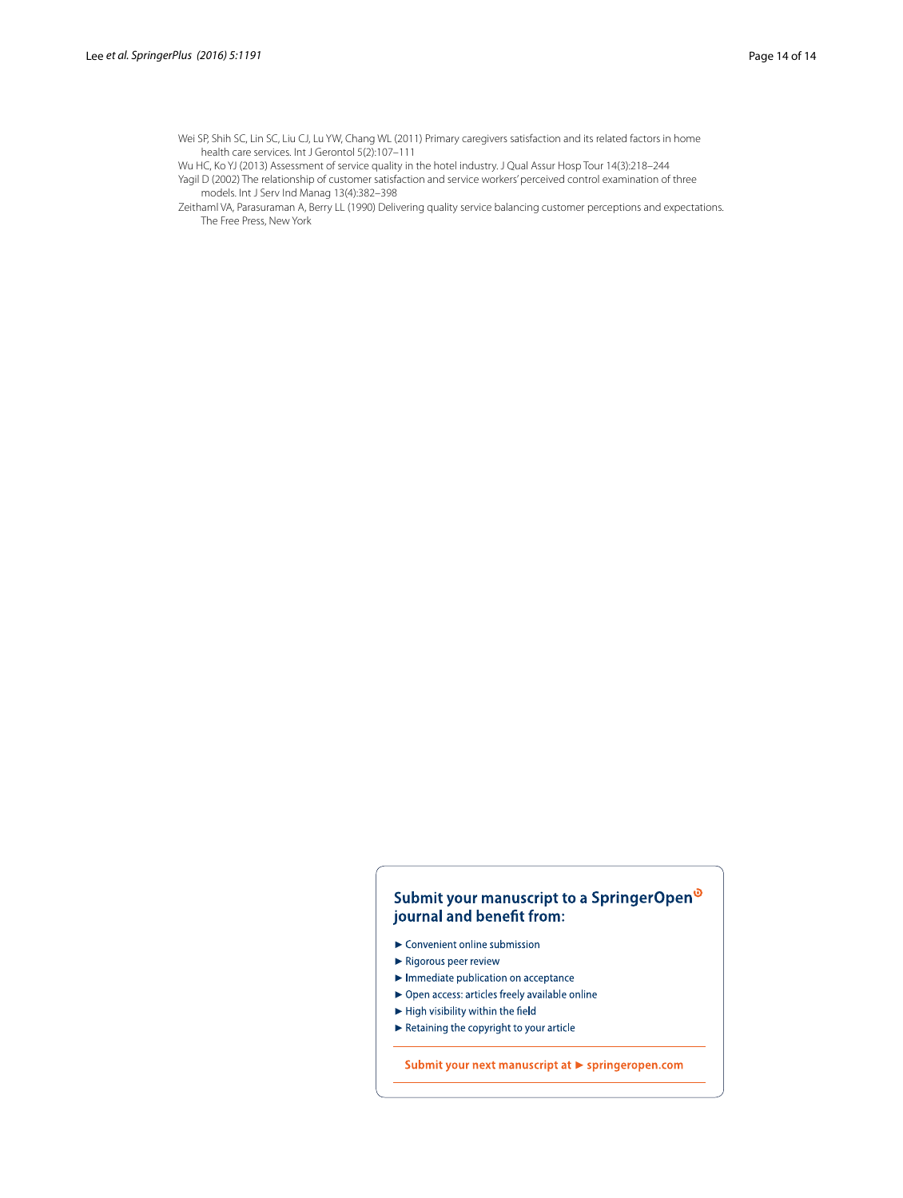Wei SP, Shih SC, Lin SC, Liu CJ, Lu YW, Chang WL (2011) Primary caregivers satisfaction and its related factors in home health care services. Int J Gerontol 5(2):107–111

Wu HC, Ko YJ (2013) Assessment of service quality in the hotel industry. J Qual Assur Hosp Tour 14(3):218–244

Yagil D (2002) The relationship of customer satisfaction and service workers' perceived control examination of three models. Int J Serv Ind Manag 13(4):382–398

Zeithaml VA, Parasuraman A, Berry LL (1990) Delivering quality service balancing customer perceptions and expectations. The Free Press, New York

**Submit your manuscript to a SpringerOpen journal and benefit from:**

- ► Convenient online submission
- ► Rigorous peer review
- ► Immediate publication on acceptance
- ► Open access: articles freely available online
- ► High visibility within the field
- ► Retaining the copyright to your article

**Submit your next manuscript at ► springeropen.com**